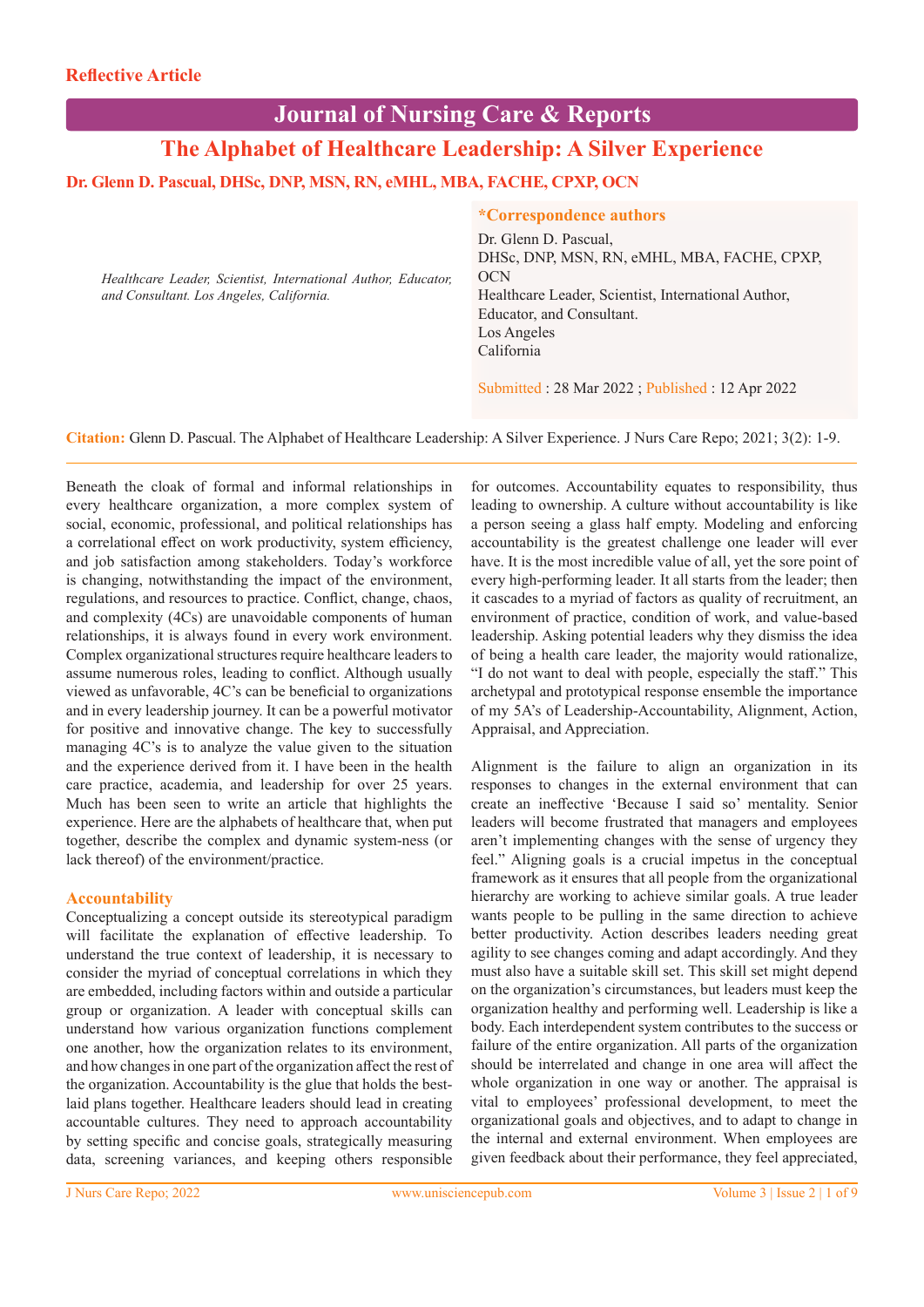Reflective Article

# The Alphabet of Healthcare Leadership: A Silver Experience

**Dr. Glenn D. Pascual, DHSc, DNP, MSN, RN, eMHL, MBA, FACHE, CPXP, OCN**

*Healthcare Leader, Scientist, International Author, Educator, and Consultant. Los Angeles, California.*

**\*Correspondence authors**
Dr. Glenn D. Pascual,
DHSc, DNP, MSN, RN, eMHL, MBA, FACHE, CPXP, OCN
Healthcare Leader, Scientist, International Author, Educator, and Consultant.
Los Angeles
California

Submitted : 28 Mar 2022 ; Published : 12 Apr 2022

**Citation:** Glenn D. Pascual. The Alphabet of Healthcare Leadership: A Silver Experience. J Nurs Care Repo; 2021; 3(2): 1-9.

Beneath the cloak of formal and informal relationships in every healthcare organization, a more complex system of social, economic, professional, and political relationships has a correlational effect on work productivity, system efficiency, and job satisfaction among stakeholders. Today's workforce is changing, notwithstanding the impact of the environment, regulations, and resources to practice. Conflict, change, chaos, and complexity (4Cs) are unavoidable components of human relationships, it is always found in every work environment. Complex organizational structures require healthcare leaders to assume numerous roles, leading to conflict. Although usually viewed as unfavorable, 4C's can be beneficial to organizations and in every leadership journey. It can be a powerful motivator for positive and innovative change. The key to successfully managing 4C's is to analyze the value given to the situation and the experience derived from it. I have been in the health care practice, academia, and leadership for over 25 years. Much has been seen to write an article that highlights the experience. Here are the alphabets of healthcare that, when put together, describe the complex and dynamic system-ness (or lack thereof) of the environment/practice.

## Accountability

Conceptualizing a concept outside its stereotypical paradigm will facilitate the explanation of effective leadership. To understand the true context of leadership, it is necessary to consider the myriad of conceptual correlations in which they are embedded, including factors within and outside a particular group or organization. A leader with conceptual skills can understand how various organization functions complement one another, how the organization relates to its environment, and how changes in one part of the organization affect the rest of the organization. Accountability is the glue that holds the best-laid plans together. Healthcare leaders should lead in creating accountable cultures. They need to approach accountability by setting specific and concise goals, strategically measuring data, screening variances, and keeping others responsible for outcomes. Accountability equates to responsibility, thus leading to ownership. A culture without accountability is like a person seeing a glass half empty. Modeling and enforcing accountability is the greatest challenge one leader will ever have. It is the most incredible value of all, yet the sore point of every high-performing leader. It all starts from the leader; then it cascades to a myriad of factors as quality of recruitment, an environment of practice, condition of work, and value-based leadership. Asking potential leaders why they dismiss the idea of being a health care leader, the majority would rationalize, "I do not want to deal with people, especially the staff." This archetypal and prototypical response ensemble the importance of my 5A's of Leadership-Accountability, Alignment, Action, Appraisal, and Appreciation.

Alignment is the failure to align an organization in its responses to changes in the external environment that can create an ineffective 'Because I said so' mentality. Senior leaders will become frustrated that managers and employees aren't implementing changes with the sense of urgency they feel." Aligning goals is a crucial impetus in the conceptual framework as it ensures that all people from the organizational hierarchy are working to achieve similar goals. A true leader wants people to be pulling in the same direction to achieve better productivity. Action describes leaders needing great agility to see changes coming and adapt accordingly. And they must also have a suitable skill set. This skill set might depend on the organization's circumstances, but leaders must keep the organization healthy and performing well. Leadership is like a body. Each interdependent system contributes to the success or failure of the entire organization. All parts of the organization should be interrelated and change in one area will affect the whole organization in one way or another. The appraisal is vital to employees' professional development, to meet the organizational goals and objectives, and to adapt to change in the internal and external environment. When employees are given feedback about their performance, they feel appreciated,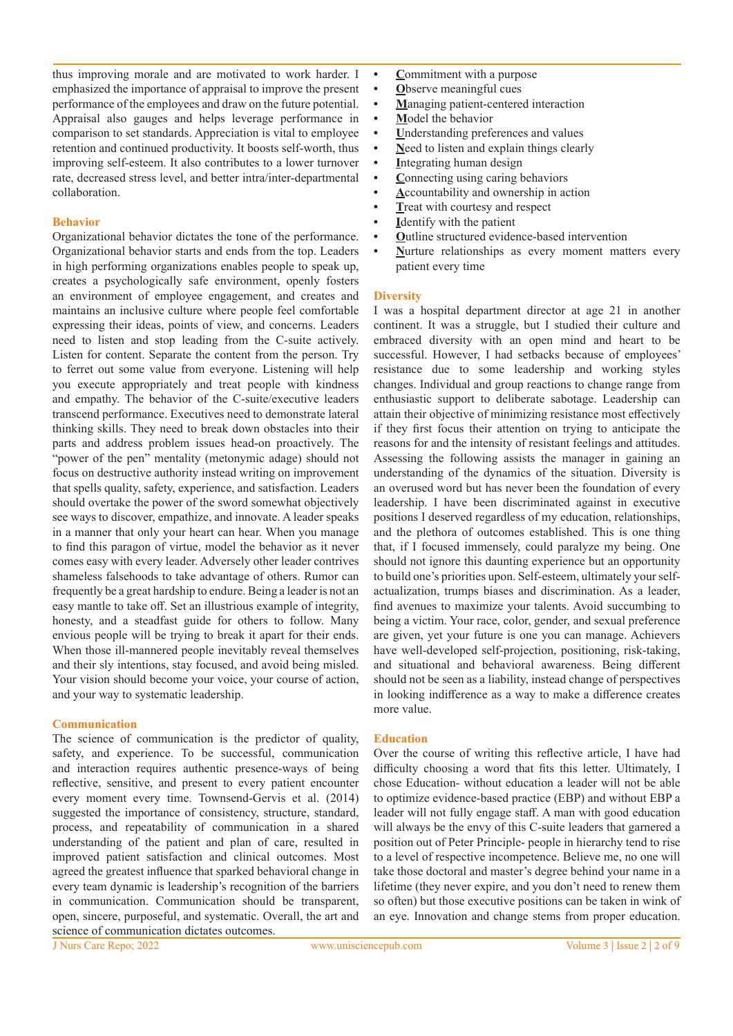thus improving morale and are motivated to work harder. I emphasized the importance of appraisal to improve the present performance of the employees and draw on the future potential. Appraisal also gauges and helps leverage performance in comparison to set standards. Appreciation is vital to employee retention and continued productivity. It boosts self-worth, thus improving self-esteem. It also contributes to a lower turnover rate, decreased stress level, and better intra/inter-departmental collaboration.

## Behavior

Organizational behavior dictates the tone of the performance. Organizational behavior starts and ends from the top. Leaders in high performing organizations enables people to speak up, creates a psychologically safe environment, openly fosters an environment of employee engagement, and creates and maintains an inclusive culture where people feel comfortable expressing their ideas, points of view, and concerns. Leaders need to listen and stop leading from the C-suite actively. Listen for content. Separate the content from the person. Try to ferret out some value from everyone. Listening will help you execute appropriately and treat people with kindness and empathy. The behavior of the C-suite/executive leaders transcend performance. Executives need to demonstrate lateral thinking skills. They need to break down obstacles into their parts and address problem issues head-on proactively. The "power of the pen" mentality (metonymic adage) should not focus on destructive authority instead writing on improvement that spells quality, safety, experience, and satisfaction. Leaders should overtake the power of the sword somewhat objectively see ways to discover, empathize, and innovate. A leader speaks in a manner that only your heart can hear. When you manage to find this paragon of virtue, model the behavior as it never comes easy with every leader. Adversely other leader contrives shameless falsehoods to take advantage of others. Rumor can frequently be a great hardship to endure. Being a leader is not an easy mantle to take off. Set an illustrious example of integrity, honesty, and a steadfast guide for others to follow. Many envious people will be trying to break it apart for their ends. When those ill-mannered people inevitably reveal themselves and their sly intentions, stay focused, and avoid being misled. Your vision should become your voice, your course of action, and your way to systematic leadership.

## Communication

The science of communication is the predictor of quality, safety, and experience. To be successful, communication and interaction requires authentic presence-ways of being reflective, sensitive, and present to every patient encounter every moment every time. Townsend-Gervis et al. (2014) suggested the importance of consistency, structure, standard, process, and repeatability of communication in a shared understanding of the patient and plan of care, resulted in improved patient satisfaction and clinical outcomes. Most agreed the greatest influence that sparked behavioral change in every team dynamic is leadership's recognition of the barriers in communication. Communication should be transparent, open, sincere, purposeful, and systematic. Overall, the art and science of communication dictates outcomes.

- **C**ommitment with a purpose
- **O**bserve meaningful cues
- **M**anaging patient-centered interaction
- **M**odel the behavior
- **U**nderstanding preferences and values
- **N**eed to listen and explain things clearly
- **I**ntegrating human design
- **C**onnecting using caring behaviors
- **A**ccountability and ownership in action
- **T**reat with courtesy and respect
- **I**dentify with the patient
- **O**utline structured evidence-based intervention
- **N**urture relationships as every moment matters every patient every time

## Diversity

I was a hospital department director at age 21 in another continent. It was a struggle, but I studied their culture and embraced diversity with an open mind and heart to be successful. However, I had setbacks because of employees' resistance due to some leadership and working styles changes. Individual and group reactions to change range from enthusiastic support to deliberate sabotage. Leadership can attain their objective of minimizing resistance most effectively if they first focus their attention on trying to anticipate the reasons for and the intensity of resistant feelings and attitudes. Assessing the following assists the manager in gaining an understanding of the dynamics of the situation. Diversity is an overused word but has never been the foundation of every leadership. I have been discriminated against in executive positions I deserved regardless of my education, relationships, and the plethora of outcomes established. This is one thing that, if I focused immensely, could paralyze my being. One should not ignore this daunting experience but an opportunity to build one's priorities upon. Self-esteem, ultimately your self-actualization, trumps biases and discrimination. As a leader, find avenues to maximize your talents. Avoid succumbing to being a victim. Your race, color, gender, and sexual preference are given, yet your future is one you can manage. Achievers have well-developed self-projection, positioning, risk-taking, and situational and behavioral awareness. Being different should not be seen as a liability, instead change of perspectives in looking indifference as a way to make a difference creates more value.

## Education

Over the course of writing this reflective article, I have had difficulty choosing a word that fits this letter. Ultimately, I chose Education- without education a leader will not be able to optimize evidence-based practice (EBP) and without EBP a leader will not fully engage staff. A man with good education will always be the envy of this C-suite leaders that garnered a position out of Peter Principle- people in hierarchy tend to rise to a level of respective incompetence. Believe me, no one will take those doctoral and master's degree behind your name in a lifetime (they never expire, and you don't need to renew them so often) but those executive positions can be taken in wink of an eye. Innovation and change stems from proper education.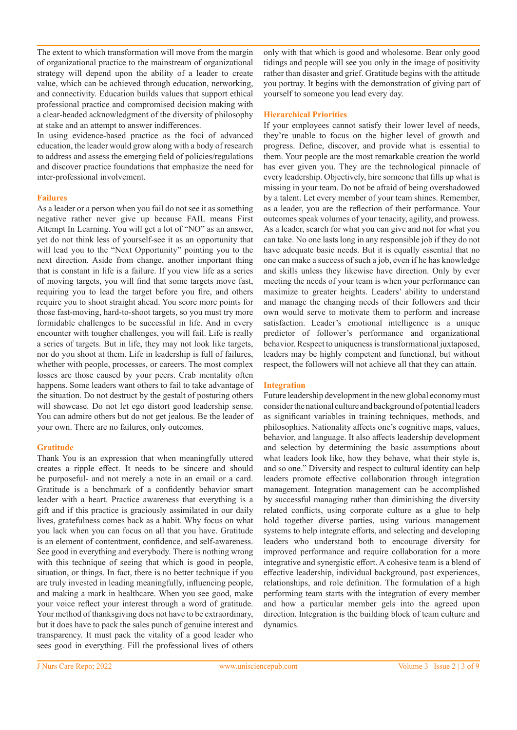The extent to which transformation will move from the margin of organizational practice to the mainstream of organizational strategy will depend upon the ability of a leader to create value, which can be achieved through education, networking, and connectivity. Education builds values that support ethical professional practice and compromised decision making with a clear-headed acknowledgment of the diversity of philosophy at stake and an attempt to answer indifferences.

In using evidence-based practice as the foci of advanced education, the leader would grow along with a body of research to address and assess the emerging field of policies/regulations and discover practice foundations that emphasize the need for inter-professional involvement.

## Failures

As a leader or a person when you fail do not see it as something negative rather never give up because FAIL means First Attempt In Learning. You will get a lot of "NO" as an answer, yet do not think less of yourself-see it as an opportunity that will lead you to the "Next Opportunity" pointing you to the next direction. Aside from change, another important thing that is constant in life is a failure. If you view life as a series of moving targets, you will find that some targets move fast, requiring you to lead the target before you fire, and others require you to shoot straight ahead. You score more points for those fast-moving, hard-to-shoot targets, so you must try more formidable challenges to be successful in life. And in every encounter with tougher challenges, you will fail. Life is really a series of targets. But in life, they may not look like targets, nor do you shoot at them. Life in leadership is full of failures, whether with people, processes, or careers. The most complex losses are those caused by your peers. Crab mentality often happens. Some leaders want others to fail to take advantage of the situation. Do not destruct by the gestalt of posturing others will showcase. Do not let ego distort good leadership sense. You can admire others but do not get jealous. Be the leader of your own. There are no failures, only outcomes.

## Gratitude

Thank You is an expression that when meaningfully uttered creates a ripple effect. It needs to be sincere and should be purposeful- and not merely a note in an email or a card. Gratitude is a benchmark of a confidently behavior smart leader with a heart. Practice awareness that everything is a gift and if this practice is graciously assimilated in our daily lives, gratefulness comes back as a habit. Why focus on what you lack when you can focus on all that you have. Gratitude is an element of contentment, confidence, and self-awareness. See good in everything and everybody. There is nothing wrong with this technique of seeing that which is good in people, situation, or things. In fact, there is no better technique if you are truly invested in leading meaningfully, influencing people, and making a mark in healthcare. When you see good, make your voice reflect your interest through a word of gratitude. Your method of thanksgiving does not have to be extraordinary, but it does have to pack the sales punch of genuine interest and transparency. It must pack the vitality of a good leader who sees good in everything. Fill the professional lives of others only with that which is good and wholesome. Bear only good tidings and people will see you only in the image of positivity rather than disaster and grief. Gratitude begins with the attitude you portray. It begins with the demonstration of giving part of yourself to someone you lead every day.

## Hierarchical Priorities

If your employees cannot satisfy their lower level of needs, they're unable to focus on the higher level of growth and progress. Define, discover, and provide what is essential to them. Your people are the most remarkable creation the world has ever given you. They are the technological pinnacle of every leadership. Objectively, hire someone that fills up what is missing in your team. Do not be afraid of being overshadowed by a talent. Let every member of your team shines. Remember, as a leader, you are the reflection of their performance. Your outcomes speak volumes of your tenacity, agility, and prowess. As a leader, search for what you can give and not for what you can take. No one lasts long in any responsible job if they do not have adequate basic needs. But it is equally essential that no one can make a success of such a job, even if he has knowledge and skills unless they likewise have direction. Only by ever meeting the needs of your team is when your performance can maximize to greater heights. Leaders' ability to understand and manage the changing needs of their followers and their own would serve to motivate them to perform and increase satisfaction. Leader's emotional intelligence is a unique predictor of follower's performance and organizational behavior. Respect to uniqueness is transformational juxtaposed, leaders may be highly competent and functional, but without respect, the followers will not achieve all that they can attain.

## Integration

Future leadership development in the new global economy must consider the national culture and background of potential leaders as significant variables in training techniques, methods, and philosophies. Nationality affects one's cognitive maps, values, behavior, and language. It also affects leadership development and selection by determining the basic assumptions about what leaders look like, how they behave, what their style is, and so one." Diversity and respect to cultural identity can help leaders promote effective collaboration through integration management. Integration management can be accomplished by successful managing rather than diminishing the diversity related conflicts, using corporate culture as a glue to help hold together diverse parties, using various management systems to help integrate efforts, and selecting and developing leaders who understand both to encourage diversity for improved performance and require collaboration for a more integrative and synergistic effort. A cohesive team is a blend of effective leadership, individual background, past experiences, relationships, and role definition. The formulation of a high performing team starts with the integration of every member and how a particular member gels into the agreed upon direction. Integration is the building block of team culture and dynamics.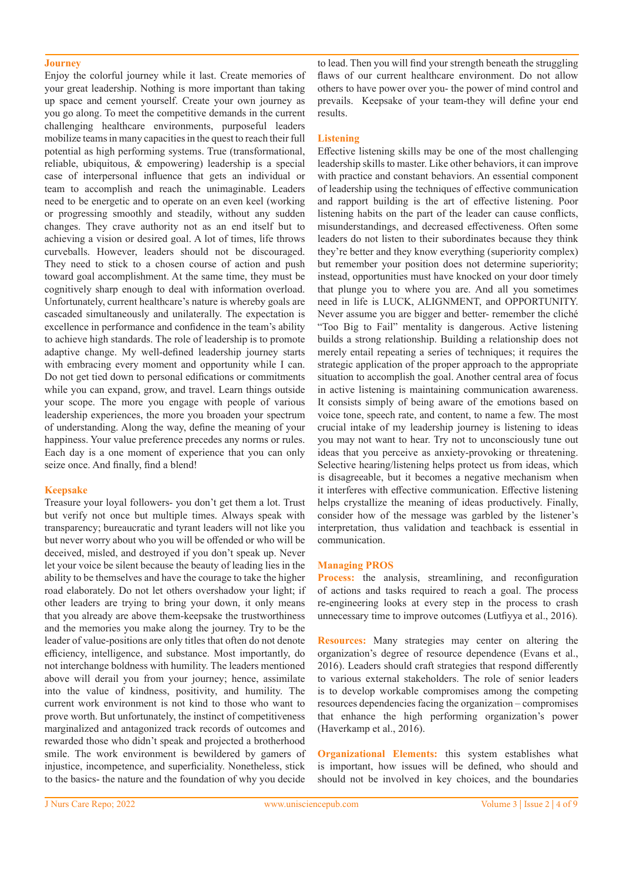### Journey

Enjoy the colorful journey while it last. Create memories of your great leadership. Nothing is more important than taking up space and cement yourself. Create your own journey as you go along. To meet the competitive demands in the current challenging healthcare environments, purposeful leaders mobilize teams in many capacities in the quest to reach their full potential as high performing systems. True (transformational, reliable, ubiquitous, & empowering) leadership is a special case of interpersonal influence that gets an individual or team to accomplish and reach the unimaginable. Leaders need to be energetic and to operate on an even keel (working or progressing smoothly and steadily, without any sudden changes. They crave authority not as an end itself but to achieving a vision or desired goal. A lot of times, life throws curveballs. However, leaders should not be discouraged. They need to stick to a chosen course of action and push toward goal accomplishment. At the same time, they must be cognitively sharp enough to deal with information overload. Unfortunately, current healthcare's nature is whereby goals are cascaded simultaneously and unilaterally. The expectation is excellence in performance and confidence in the team's ability to achieve high standards. The role of leadership is to promote adaptive change. My well-defined leadership journey starts with embracing every moment and opportunity while I can. Do not get tied down to personal edifications or commitments while you can expand, grow, and travel. Learn things outside your scope. The more you engage with people of various leadership experiences, the more you broaden your spectrum of understanding. Along the way, define the meaning of your happiness. Your value preference precedes any norms or rules. Each day is a one moment of experience that you can only seize once. And finally, find a blend!

### Keepsake

Treasure your loyal followers- you don't get them a lot. Trust but verify not once but multiple times. Always speak with transparency; bureaucratic and tyrant leaders will not like you but never worry about who you will be offended or who will be deceived, misled, and destroyed if you don't speak up. Never let your voice be silent because the beauty of leading lies in the ability to be themselves and have the courage to take the higher road elaborately. Do not let others overshadow your light; if other leaders are trying to bring your down, it only means that you already are above them-keepsake the trustworthiness and the memories you make along the journey. Try to be the leader of value-positions are only titles that often do not denote efficiency, intelligence, and substance. Most importantly, do not interchange boldness with humility. The leaders mentioned above will derail you from your journey; hence, assimilate into the value of kindness, positivity, and humility. The current work environment is not kind to those who want to prove worth. But unfortunately, the instinct of competitiveness marginalized and antagonized track records of outcomes and rewarded those who didn't speak and projected a brotherhood smile. The work environment is bewildered by gamers of injustice, incompetence, and superficiality. Nonetheless, stick to the basics- the nature and the foundation of why you decide to lead. Then you will find your strength beneath the struggling flaws of our current healthcare environment. Do not allow others to have power over you- the power of mind control and prevails. Keepsake of your team-they will define your end results.

### Listening

Effective listening skills may be one of the most challenging leadership skills to master. Like other behaviors, it can improve with practice and constant behaviors. An essential component of leadership using the techniques of effective communication and rapport building is the art of effective listening. Poor listening habits on the part of the leader can cause conflicts, misunderstandings, and decreased effectiveness. Often some leaders do not listen to their subordinates because they think they're better and they know everything (superiority complex) but remember your position does not determine superiority; instead, opportunities must have knocked on your door timely that plunge you to where you are. And all you sometimes need in life is LUCK, ALIGNMENT, and OPPORTUNITY. Never assume you are bigger and better- remember the cliché "Too Big to Fail" mentality is dangerous. Active listening builds a strong relationship. Building a relationship does not merely entail repeating a series of techniques; it requires the strategic application of the proper approach to the appropriate situation to accomplish the goal. Another central area of focus in active listening is maintaining communication awareness. It consists simply of being aware of the emotions based on voice tone, speech rate, and content, to name a few. The most crucial intake of my leadership journey is listening to ideas you may not want to hear. Try not to unconsciously tune out ideas that you perceive as anxiety-provoking or threatening. Selective hearing/listening helps protect us from ideas, which is disagreeable, but it becomes a negative mechanism when it interferes with effective communication. Effective listening helps crystallize the meaning of ideas productively. Finally, consider how of the message was garbled by the listener's interpretation, thus validation and teachback is essential in communication.

### Managing PROS

**Process:** the analysis, streamlining, and reconfiguration of actions and tasks required to reach a goal. The process re-engineering looks at every step in the process to crash unnecessary time to improve outcomes (Lutfiyya et al., 2016).

**Resources:** Many strategies may center on altering the organization's degree of resource dependence (Evans et al., 2016). Leaders should craft strategies that respond differently to various external stakeholders. The role of senior leaders is to develop workable compromises among the competing resources dependencies facing the organization – compromises that enhance the high performing organization's power (Haverkamp et al., 2016).

**Organizational Elements:** this system establishes what is important, how issues will be defined, who should and should not be involved in key choices, and the boundaries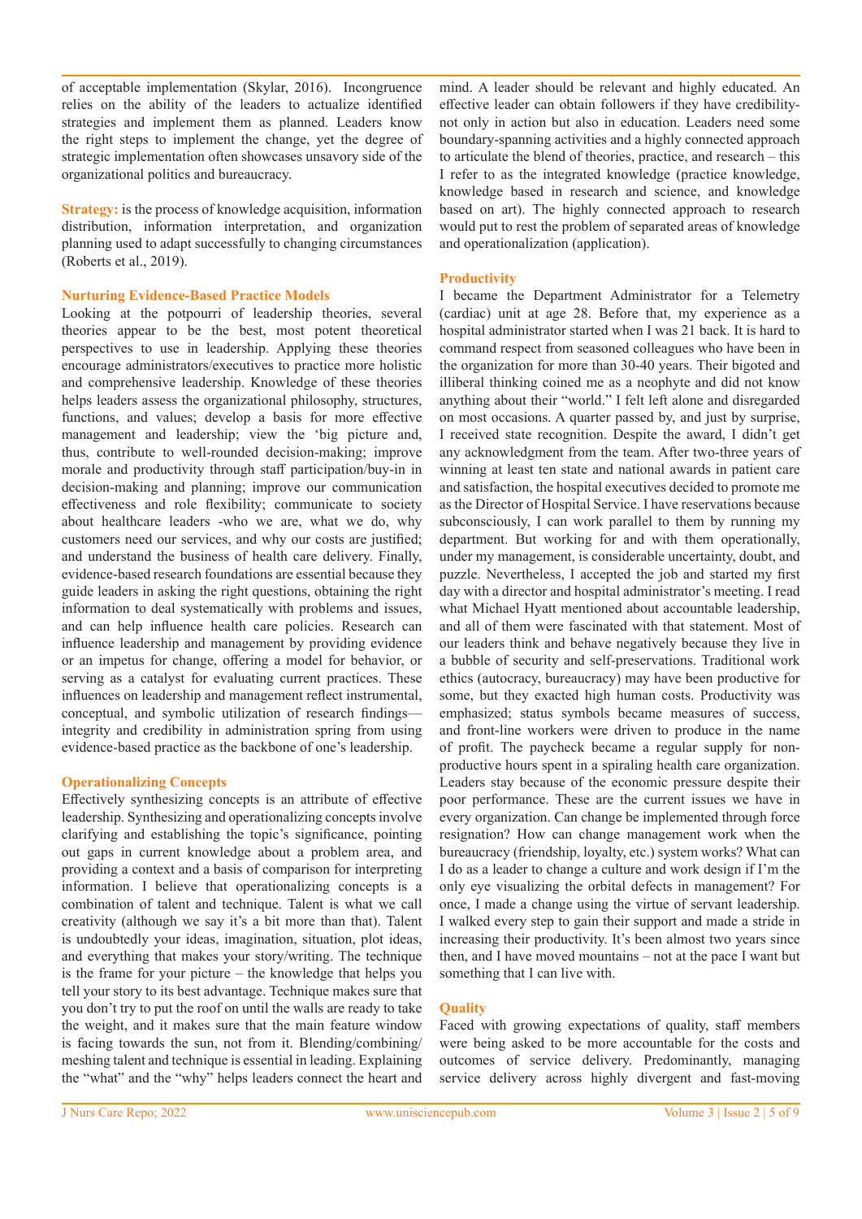of acceptable implementation (Skylar, 2016). Incongruence relies on the ability of the leaders to actualize identified strategies and implement them as planned. Leaders know the right steps to implement the change, yet the degree of strategic implementation often showcases unsavory side of the organizational politics and bureaucracy.

**Strategy:** is the process of knowledge acquisition, information distribution, information interpretation, and organization planning used to adapt successfully to changing circumstances (Roberts et al., 2019).

### Nurturing Evidence-Based Practice Models

Looking at the potpourri of leadership theories, several theories appear to be the best, most potent theoretical perspectives to use in leadership. Applying these theories encourage administrators/executives to practice more holistic and comprehensive leadership. Knowledge of these theories helps leaders assess the organizational philosophy, structures, functions, and values; develop a basis for more effective management and leadership; view the 'big picture and, thus, contribute to well-rounded decision-making; improve morale and productivity through staff participation/buy-in in decision-making and planning; improve our communication effectiveness and role flexibility; communicate to society about healthcare leaders -who we are, what we do, why customers need our services, and why our costs are justified; and understand the business of health care delivery. Finally, evidence-based research foundations are essential because they guide leaders in asking the right questions, obtaining the right information to deal systematically with problems and issues, and can help influence health care policies. Research can influence leadership and management by providing evidence or an impetus for change, offering a model for behavior, or serving as a catalyst for evaluating current practices. These influences on leadership and management reflect instrumental, conceptual, and symbolic utilization of research findings—integrity and credibility in administration spring from using evidence-based practice as the backbone of one's leadership.

### Operationalizing Concepts

Effectively synthesizing concepts is an attribute of effective leadership. Synthesizing and operationalizing concepts involve clarifying and establishing the topic's significance, pointing out gaps in current knowledge about a problem area, and providing a context and a basis of comparison for interpreting information. I believe that operationalizing concepts is a combination of talent and technique. Talent is what we call creativity (although we say it's a bit more than that). Talent is undoubtedly your ideas, imagination, situation, plot ideas, and everything that makes your story/writing. The technique is the frame for your picture – the knowledge that helps you tell your story to its best advantage. Technique makes sure that you don't try to put the roof on until the walls are ready to take the weight, and it makes sure that the main feature window is facing towards the sun, not from it. Blending/combining/meshing talent and technique is essential in leading. Explaining the "what" and the "why" helps leaders connect the heart and mind. A leader should be relevant and highly educated. An effective leader can obtain followers if they have credibility-not only in action but also in education. Leaders need some boundary-spanning activities and a highly connected approach to articulate the blend of theories, practice, and research – this I refer to as the integrated knowledge (practice knowledge, knowledge based in research and science, and knowledge based on art). The highly connected approach to research would put to rest the problem of separated areas of knowledge and operationalization (application).

### Productivity

I became the Department Administrator for a Telemetry (cardiac) unit at age 28. Before that, my experience as a hospital administrator started when I was 21 back. It is hard to command respect from seasoned colleagues who have been in the organization for more than 30-40 years. Their bigoted and illiberal thinking coined me as a neophyte and did not know anything about their "world." I felt left alone and disregarded on most occasions. A quarter passed by, and just by surprise, I received state recognition. Despite the award, I didn't get any acknowledgment from the team. After two-three years of winning at least ten state and national awards in patient care and satisfaction, the hospital executives decided to promote me as the Director of Hospital Service. I have reservations because subconsciously, I can work parallel to them by running my department. But working for and with them operationally, under my management, is considerable uncertainty, doubt, and puzzle. Nevertheless, I accepted the job and started my first day with a director and hospital administrator's meeting. I read what Michael Hyatt mentioned about accountable leadership, and all of them were fascinated with that statement. Most of our leaders think and behave negatively because they live in a bubble of security and self-preservations. Traditional work ethics (autocracy, bureaucracy) may have been productive for some, but they exacted high human costs. Productivity was emphasized; status symbols became measures of success, and front-line workers were driven to produce in the name of profit. The paycheck became a regular supply for non-productive hours spent in a spiraling health care organization. Leaders stay because of the economic pressure despite their poor performance. These are the current issues we have in every organization. Can change be implemented through force resignation? How can change management work when the bureaucracy (friendship, loyalty, etc.) system works? What can I do as a leader to change a culture and work design if I'm the only eye visualizing the orbital defects in management? For once, I made a change using the virtue of servant leadership. I walked every step to gain their support and made a stride in increasing their productivity. It's been almost two years since then, and I have moved mountains – not at the pace I want but something that I can live with.

### Quality

Faced with growing expectations of quality, staff members were being asked to be more accountable for the costs and outcomes of service delivery. Predominantly, managing service delivery across highly divergent and fast-moving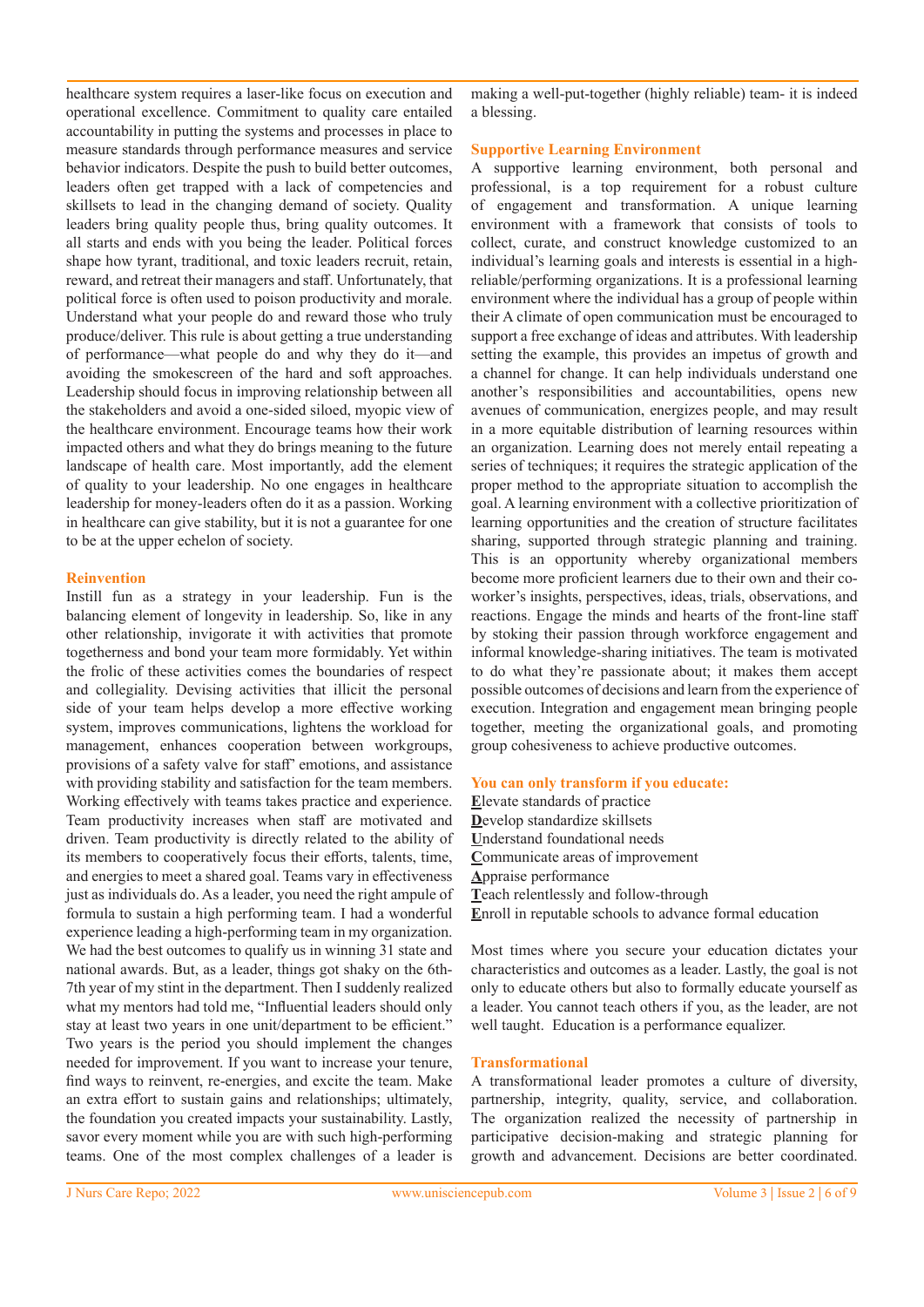healthcare system requires a laser-like focus on execution and operational excellence. Commitment to quality care entailed accountability in putting the systems and processes in place to measure standards through performance measures and service behavior indicators. Despite the push to build better outcomes, leaders often get trapped with a lack of competencies and skillsets to lead in the changing demand of society. Quality leaders bring quality people thus, bring quality outcomes. It all starts and ends with you being the leader. Political forces shape how tyrant, traditional, and toxic leaders recruit, retain, reward, and retreat their managers and staff. Unfortunately, that political force is often used to poison productivity and morale. Understand what your people do and reward those who truly produce/deliver. This rule is about getting a true understanding of performance—what people do and why they do it—and avoiding the smokescreen of the hard and soft approaches. Leadership should focus in improving relationship between all the stakeholders and avoid a one-sided siloed, myopic view of the healthcare environment. Encourage teams how their work impacted others and what they do brings meaning to the future landscape of health care. Most importantly, add the element of quality to your leadership. No one engages in healthcare leadership for money-leaders often do it as a passion. Working in healthcare can give stability, but it is not a guarantee for one to be at the upper echelon of society.

### Reinvention

Instill fun as a strategy in your leadership. Fun is the balancing element of longevity in leadership. So, like in any other relationship, invigorate it with activities that promote togetherness and bond your team more formidably. Yet within the frolic of these activities comes the boundaries of respect and collegiality. Devising activities that illicit the personal side of your team helps develop a more effective working system, improves communications, lightens the workload for management, enhances cooperation between workgroups, provisions of a safety valve for staff' emotions, and assistance with providing stability and satisfaction for the team members. Working effectively with teams takes practice and experience. Team productivity increases when staff are motivated and driven. Team productivity is directly related to the ability of its members to cooperatively focus their efforts, talents, time, and energies to meet a shared goal. Teams vary in effectiveness just as individuals do. As a leader, you need the right ampule of formula to sustain a high performing team. I had a wonderful experience leading a high-performing team in my organization. We had the best outcomes to qualify us in winning 31 state and national awards. But, as a leader, things got shaky on the 6th-7th year of my stint in the department. Then I suddenly realized what my mentors had told me, "Influential leaders should only stay at least two years in one unit/department to be efficient." Two years is the period you should implement the changes needed for improvement. If you want to increase your tenure, find ways to reinvent, re-energies, and excite the team. Make an extra effort to sustain gains and relationships; ultimately, the foundation you created impacts your sustainability. Lastly, savor every moment while you are with such high-performing teams. One of the most complex challenges of a leader is making a well-put-together (highly reliable) team- it is indeed a blessing.

### Supportive Learning Environment

A supportive learning environment, both personal and professional, is a top requirement for a robust culture of engagement and transformation. A unique learning environment with a framework that consists of tools to collect, curate, and construct knowledge customized to an individual's learning goals and interests is essential in a high-reliable/performing organizations. It is a professional learning environment where the individual has a group of people within their A climate of open communication must be encouraged to support a free exchange of ideas and attributes. With leadership setting the example, this provides an impetus of growth and a channel for change. It can help individuals understand one another's responsibilities and accountabilities, opens new avenues of communication, energizes people, and may result in a more equitable distribution of learning resources within an organization. Learning does not merely entail repeating a series of techniques; it requires the strategic application of the proper method to the appropriate situation to accomplish the goal. A learning environment with a collective prioritization of learning opportunities and the creation of structure facilitates sharing, supported through strategic planning and training. This is an opportunity whereby organizational members become more proficient learners due to their own and their co-worker's insights, perspectives, ideas, trials, observations, and reactions. Engage the minds and hearts of the front-line staff by stoking their passion through workforce engagement and informal knowledge-sharing initiatives. The team is motivated to do what they're passionate about; it makes them accept possible outcomes of decisions and learn from the experience of execution. Integration and engagement mean bringing people together, meeting the organizational goals, and promoting group cohesiveness to achieve productive outcomes.

### You can only transform if you educate:

**E**levate standards of practice
**D**evelop standardize skillsets
**U**nderstand foundational needs
**C**ommunicate areas of improvement
**A**ppraise performance
**T**each relentlessly and follow-through
**E**nroll in reputable schools to advance formal education

Most times where you secure your education dictates your characteristics and outcomes as a leader. Lastly, the goal is not only to educate others but also to formally educate yourself as a leader. You cannot teach others if you, as the leader, are not well taught. Education is a performance equalizer.

### Transformational

A transformational leader promotes a culture of diversity, partnership, integrity, quality, service, and collaboration. The organization realized the necessity of partnership in participative decision-making and strategic planning for growth and advancement. Decisions are better coordinated.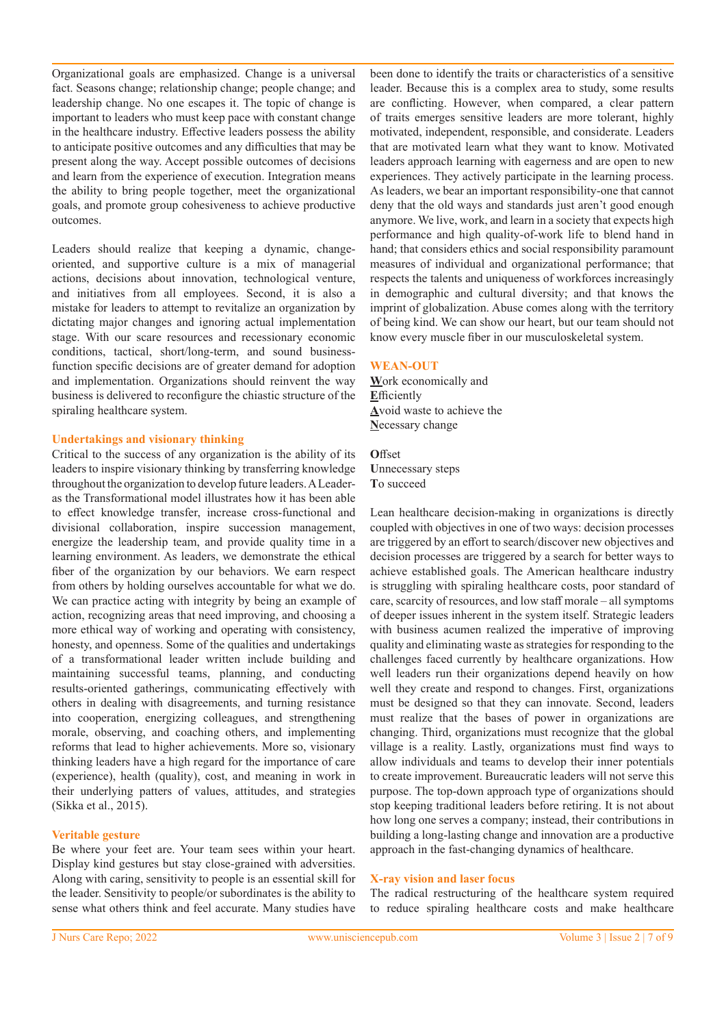Organizational goals are emphasized. Change is a universal fact. Seasons change; relationship change; people change; and leadership change. No one escapes it. The topic of change is important to leaders who must keep pace with constant change in the healthcare industry. Effective leaders possess the ability to anticipate positive outcomes and any difficulties that may be present along the way. Accept possible outcomes of decisions and learn from the experience of execution. Integration means the ability to bring people together, meet the organizational goals, and promote group cohesiveness to achieve productive outcomes.

Leaders should realize that keeping a dynamic, change-oriented, and supportive culture is a mix of managerial actions, decisions about innovation, technological venture, and initiatives from all employees. Second, it is also a mistake for leaders to attempt to revitalize an organization by dictating major changes and ignoring actual implementation stage. With our scare resources and recessionary economic conditions, tactical, short/long-term, and sound business-function specific decisions are of greater demand for adoption and implementation. Organizations should reinvent the way business is delivered to reconfigure the chiastic structure of the spiraling healthcare system.

### Undertakings and visionary thinking

Critical to the success of any organization is the ability of its leaders to inspire visionary thinking by transferring knowledge throughout the organization to develop future leaders. A Leader-as the Transformational model illustrates how it has been able to effect knowledge transfer, increase cross-functional and divisional collaboration, inspire succession management, energize the leadership team, and provide quality time in a learning environment. As leaders, we demonstrate the ethical fiber of the organization by our behaviors. We earn respect from others by holding ourselves accountable for what we do. We can practice acting with integrity by being an example of action, recognizing areas that need improving, and choosing a more ethical way of working and operating with consistency, honesty, and openness. Some of the qualities and undertakings of a transformational leader written include building and maintaining successful teams, planning, and conducting results-oriented gatherings, communicating effectively with others in dealing with disagreements, and turning resistance into cooperation, energizing colleagues, and strengthening morale, observing, and coaching others, and implementing reforms that lead to higher achievements. More so, visionary thinking leaders have a high regard for the importance of care (experience), health (quality), cost, and meaning in work in their underlying patterns of values, attitudes, and strategies (Sikka et al., 2015).

### Veritable gesture

Be where your feet are. Your team sees within your heart. Display kind gestures but stay close-grained with adversities. Along with caring, sensitivity to people is an essential skill for the leader. Sensitivity to people/or subordinates is the ability to sense what others think and feel accurate. Many studies have been done to identify the traits or characteristics of a sensitive leader. Because this is a complex area to study, some results are conflicting. However, when compared, a clear pattern of traits emerges sensitive leaders are more tolerant, highly motivated, independent, responsible, and considerate. Leaders that are motivated learn what they want to know. Motivated leaders approach learning with eagerness and are open to new experiences. They actively participate in the learning process. As leaders, we bear an important responsibility-one that cannot deny that the old ways and standards just aren't good enough anymore. We live, work, and learn in a society that expects high performance and high quality-of-work life to blend hand in hand; that considers ethics and social responsibility paramount measures of individual and organizational performance; that respects the talents and uniqueness of workforces increasingly in demographic and cultural diversity; and that knows the imprint of globalization. Abuse comes along with the territory of being kind. We can show our heart, but our team should not know every muscle fiber in our musculoskeletal system.

### WEAN-OUT

**W**ork economically and
**E**fficiently
**A**void waste to achieve the
**N**ecessary change

**O**ffset
**U**nnecessary steps
**T**o succeed

Lean healthcare decision-making in organizations is directly coupled with objectives in one of two ways: decision processes are triggered by an effort to search/discover new objectives and decision processes are triggered by a search for better ways to achieve established goals. The American healthcare industry is struggling with spiraling healthcare costs, poor standard of care, scarcity of resources, and low staff morale – all symptoms of deeper issues inherent in the system itself. Strategic leaders with business acumen realized the imperative of improving quality and eliminating waste as strategies for responding to the challenges faced currently by healthcare organizations. How well leaders run their organizations depend heavily on how well they create and respond to changes. First, organizations must be designed so that they can innovate. Second, leaders must realize that the bases of power in organizations are changing. Third, organizations must recognize that the global village is a reality. Lastly, organizations must find ways to allow individuals and teams to develop their inner potentials to create improvement. Bureaucratic leaders will not serve this purpose. The top-down approach type of organizations should stop keeping traditional leaders before retiring. It is not about how long one serves a company; instead, their contributions in building a long-lasting change and innovation are a productive approach in the fast-changing dynamics of healthcare.

### X-ray vision and laser focus

The radical restructuring of the healthcare system required to reduce spiraling healthcare costs and make healthcare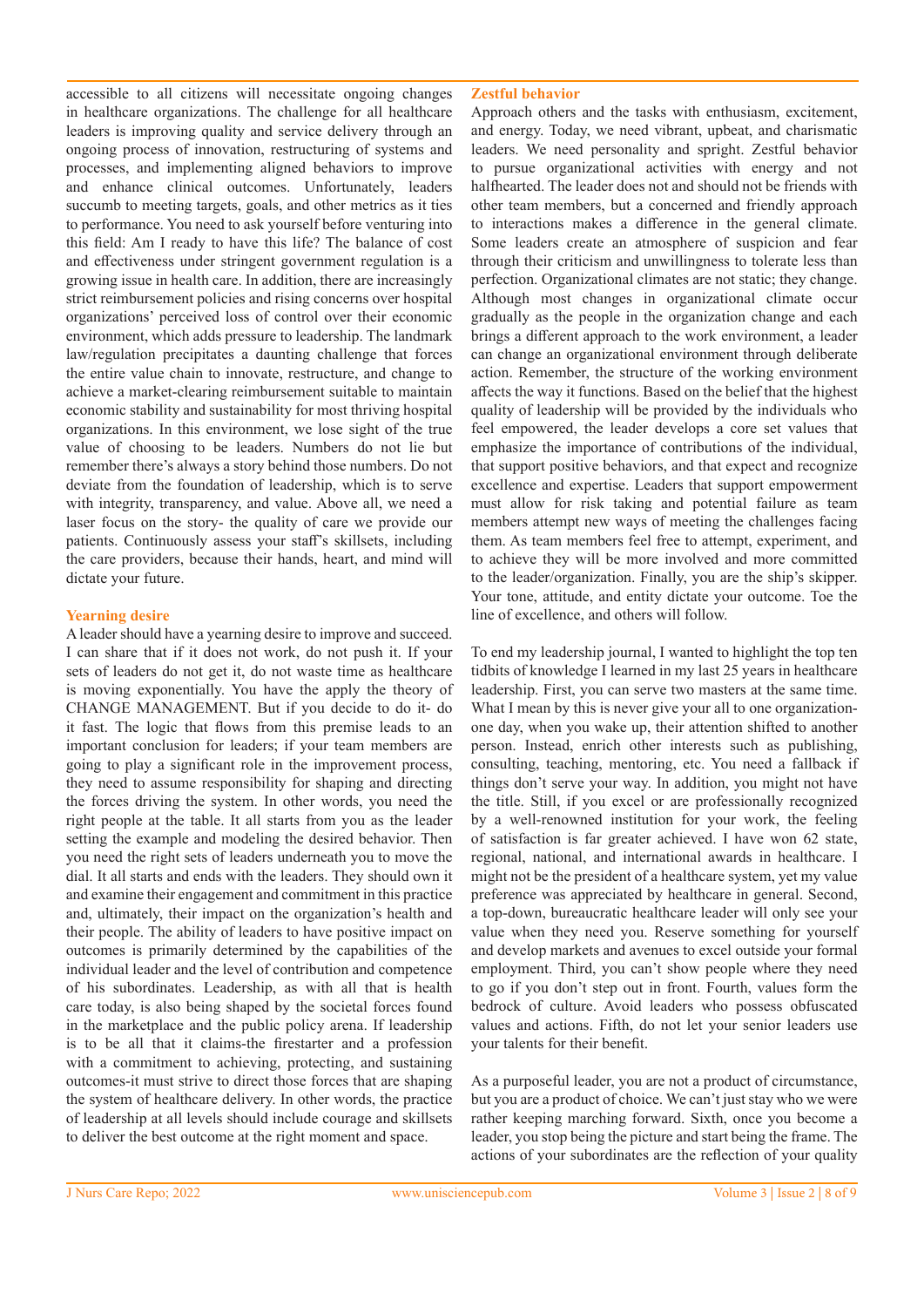accessible to all citizens will necessitate ongoing changes in healthcare organizations. The challenge for all healthcare leaders is improving quality and service delivery through an ongoing process of innovation, restructuring of systems and processes, and implementing aligned behaviors to improve and enhance clinical outcomes. Unfortunately, leaders succumb to meeting targets, goals, and other metrics as it ties to performance. You need to ask yourself before venturing into this field: Am I ready to have this life? The balance of cost and effectiveness under stringent government regulation is a growing issue in health care. In addition, there are increasingly strict reimbursement policies and rising concerns over hospital organizations' perceived loss of control over their economic environment, which adds pressure to leadership. The landmark law/regulation precipitates a daunting challenge that forces the entire value chain to innovate, restructure, and change to achieve a market-clearing reimbursement suitable to maintain economic stability and sustainability for most thriving hospital organizations. In this environment, we lose sight of the true value of choosing to be leaders. Numbers do not lie but remember there's always a story behind those numbers. Do not deviate from the foundation of leadership, which is to serve with integrity, transparency, and value. Above all, we need a laser focus on the story- the quality of care we provide our patients. Continuously assess your staff's skillsets, including the care providers, because their hands, heart, and mind will dictate your future.

### Yearning desire

A leader should have a yearning desire to improve and succeed. I can share that if it does not work, do not push it. If your sets of leaders do not get it, do not waste time as healthcare is moving exponentially. You have the apply the theory of CHANGE MANAGEMENT. But if you decide to do it- do it fast. The logic that flows from this premise leads to an important conclusion for leaders; if your team members are going to play a significant role in the improvement process, they need to assume responsibility for shaping and directing the forces driving the system. In other words, you need the right people at the table. It all starts from you as the leader setting the example and modeling the desired behavior. Then you need the right sets of leaders underneath you to move the dial. It all starts and ends with the leaders. They should own it and examine their engagement and commitment in this practice and, ultimately, their impact on the organization's health and their people. The ability of leaders to have positive impact on outcomes is primarily determined by the capabilities of the individual leader and the level of contribution and competence of his subordinates. Leadership, as with all that is health care today, is also being shaped by the societal forces found in the marketplace and the public policy arena. If leadership is to be all that it claims-the firestarter and a profession with a commitment to achieving, protecting, and sustaining outcomes-it must strive to direct those forces that are shaping the system of healthcare delivery. In other words, the practice of leadership at all levels should include courage and skillsets to deliver the best outcome at the right moment and space.

### Zestful behavior

Approach others and the tasks with enthusiasm, excitement, and energy. Today, we need vibrant, upbeat, and charismatic leaders. We need personality and spright. Zestful behavior to pursue organizational activities with energy and not halfhearted. The leader does not and should not be friends with other team members, but a concerned and friendly approach to interactions makes a difference in the general climate. Some leaders create an atmosphere of suspicion and fear through their criticism and unwillingness to tolerate less than perfection. Organizational climates are not static; they change. Although most changes in organizational climate occur gradually as the people in the organization change and each brings a different approach to the work environment, a leader can change an organizational environment through deliberate action. Remember, the structure of the working environment affects the way it functions. Based on the belief that the highest quality of leadership will be provided by the individuals who feel empowered, the leader develops a core set values that emphasize the importance of contributions of the individual, that support positive behaviors, and that expect and recognize excellence and expertise. Leaders that support empowerment must allow for risk taking and potential failure as team members attempt new ways of meeting the challenges facing them. As team members feel free to attempt, experiment, and to achieve they will be more involved and more committed to the leader/organization. Finally, you are the ship's skipper. Your tone, attitude, and entity dictate your outcome. Toe the line of excellence, and others will follow.

To end my leadership journal, I wanted to highlight the top ten tidbits of knowledge I learned in my last 25 years in healthcare leadership. First, you can serve two masters at the same time. What I mean by this is never give your all to one organization-one day, when you wake up, their attention shifted to another person. Instead, enrich other interests such as publishing, consulting, teaching, mentoring, etc. You need a fallback if things don't serve your way. In addition, you might not have the title. Still, if you excel or are professionally recognized by a well-renowned institution for your work, the feeling of satisfaction is far greater achieved. I have won 62 state, regional, national, and international awards in healthcare. I might not be the president of a healthcare system, yet my value preference was appreciated by healthcare in general. Second, a top-down, bureaucratic healthcare leader will only see your value when they need you. Reserve something for yourself and develop markets and avenues to excel outside your formal employment. Third, you can't show people where they need to go if you don't step out in front. Fourth, values form the bedrock of culture. Avoid leaders who possess obfuscated values and actions. Fifth, do not let your senior leaders use your talents for their benefit.

As a purposeful leader, you are not a product of circumstance, but you are a product of choice. We can't just stay who we were rather keeping marching forward. Sixth, once you become a leader, you stop being the picture and start being the frame. The actions of your subordinates are the reflection of your quality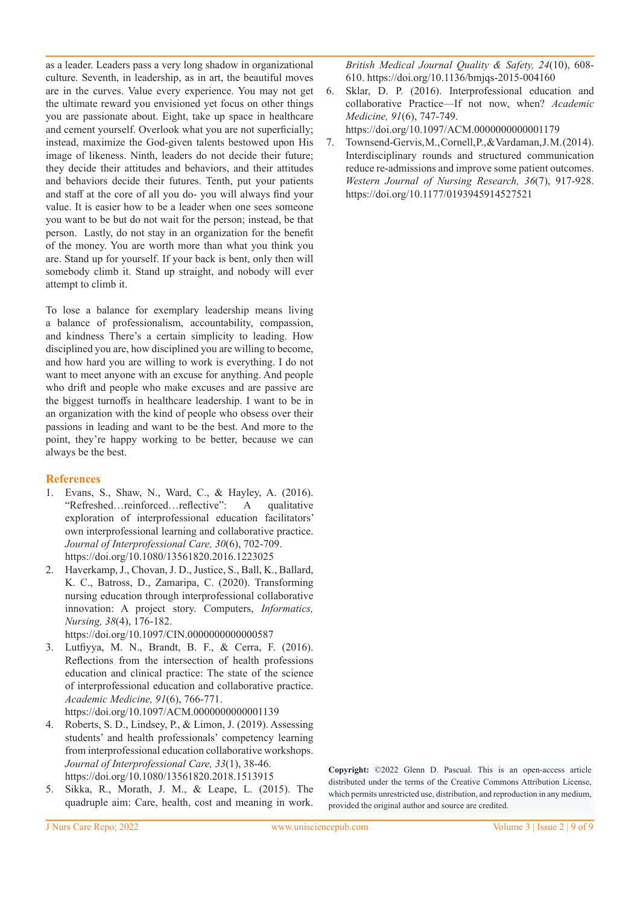as a leader. Leaders pass a very long shadow in organizational culture. Seventh, in leadership, as in art, the beautiful moves are in the curves. Value every experience. You may not get the ultimate reward you envisioned yet focus on other things you are passionate about. Eight, take up space in healthcare and cement yourself. Overlook what you are not superficially; instead, maximize the God-given talents bestowed upon His image of likeness. Ninth, leaders do not decide their future; they decide their attitudes and behaviors, and their attitudes and behaviors decide their futures. Tenth, put your patients and staff at the core of all you do- you will always find your value. It is easier how to be a leader when one sees someone you want to be but do not wait for the person; instead, be that person. Lastly, do not stay in an organization for the benefit of the money. You are worth more than what you think you are. Stand up for yourself. If your back is bent, only then will somebody climb it. Stand up straight, and nobody will ever attempt to climb it.

To lose a balance for exemplary leadership means living a balance of professionalism, accountability, compassion, and kindness There's a certain simplicity to leading. How disciplined you are, how disciplined you are willing to become, and how hard you are willing to work is everything. I do not want to meet anyone with an excuse for anything. And people who drift and people who make excuses and are passive are the biggest turnoffs in healthcare leadership. I want to be in an organization with the kind of people who obsess over their passions in leading and want to be the best. And more to the point, they're happy working to be better, because we can always be the best.

## References

1. Evans, S., Shaw, N., Ward, C., & Hayley, A. (2016). "Refreshed…reinforced…reflective": A qualitative exploration of interprofessional education facilitators' own interprofessional learning and collaborative practice. *Journal of Interprofessional Care, 30*(6), 702-709. https://doi.org/10.1080/13561820.2016.1223025
2. Haverkamp, J., Chovan, J. D., Justice, S., Ball, K., Ballard, K. C., Batross, D., Zamaripa, C. (2020). Transforming nursing education through interprofessional collaborative innovation: A project story. Computers, *Informatics, Nursing, 38*(4), 176-182. https://doi.org/10.1097/CIN.0000000000000587
3. Lutfiyya, M. N., Brandt, B. F., & Cerra, F. (2016). Reflections from the intersection of health professions education and clinical practice: The state of the science of interprofessional education and collaborative practice. *Academic Medicine, 91*(6), 766-771. https://doi.org/10.1097/ACM.0000000000001139
4. Roberts, S. D., Lindsey, P., & Limon, J. (2019). Assessing students' and health professionals' competency learning from interprofessional education collaborative workshops. *Journal of Interprofessional Care, 33*(1), 38-46. https://doi.org/10.1080/13561820.2018.1513915
5. Sikka, R., Morath, J. M., & Leape, L. (2015). The quadruple aim: Care, health, cost and meaning in work. *British Medical Journal Quality & Safety, 24*(10), 608-610. https://doi.org/10.1136/bmjqs-2015-004160
6. Sklar, D. P. (2016). Interprofessional education and collaborative Practice—If not now, when? *Academic Medicine, 91*(6), 747-749. https://doi.org/10.1097/ACM.0000000000001179
7. Townsend-Gervis, M., Cornell, P., & Vardaman, J. M. (2014). Interdisciplinary rounds and structured communication reduce re-admissions and improve some patient outcomes. *Western Journal of Nursing Research, 36*(7), 917-928. https://doi.org/10.1177/0193945914527521

**Copyright:** ©2022 Glenn D. Pascual. This is an open-access article distributed under the terms of the Creative Commons Attribution License, which permits unrestricted use, distribution, and reproduction in any medium, provided the original author and source are credited.